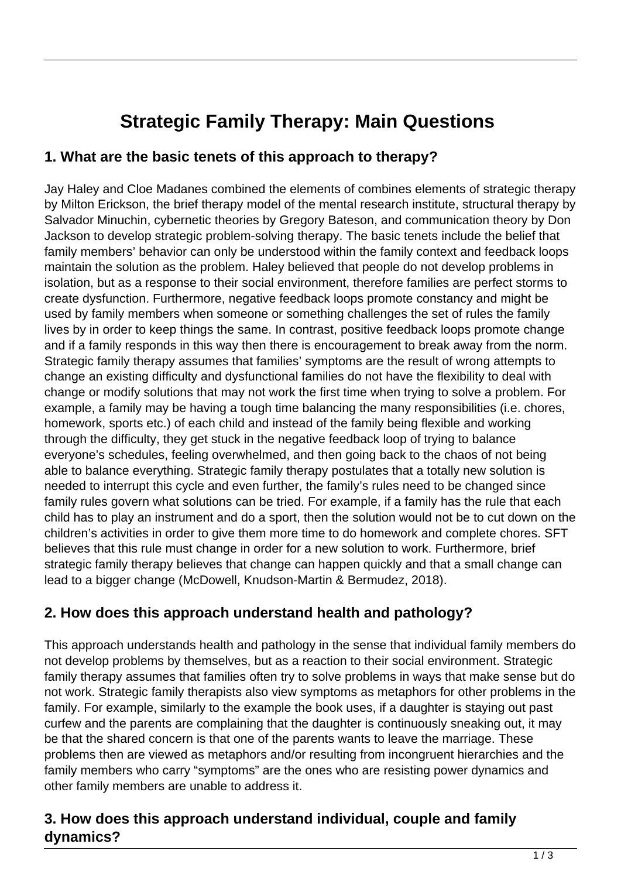# Strategic Family Therapy: Main Questions

## 1. What are the basic tenets of this approach to therapy?

Jay Haley and Cloe Madanes combined the elements of combines elements of strategic therapy by Milton Erickson, the brief therapy model of the mental research institute, structural therapy by Salvador Minuchin, cybernetic theories by Gregory Bateson, and communication theory by Don Jackson to develop strategic problem-solving therapy. The basic tenets include the belief that family members' behavior can only be understood within the family context and feedback loops maintain the solution as the problem. Haley believed that people do not develop problems in isolation, but as a response to their social environment, therefore families are perfect storms to create dysfunction. Furthermore, negative feedback loops promote constancy and might be used by family members when someone or something challenges the set of rules the family lives by in order to keep things the same. In contrast, positive feedback loops promote change and if a family responds in this way then there is encouragement to break away from the norm. Strategic family therapy assumes that families' symptoms are the result of wrong attempts to change an existing difficulty and dysfunctional families do not have the flexibility to deal with change or modify solutions that may not work the first time when trying to solve a problem. For example, a family may be having a tough time balancing the many responsibilities (i.e. chores, homework, sports etc.) of each child and instead of the family being flexible and working through the difficulty, they get stuck in the negative feedback loop of trying to balance everyone's schedules, feeling overwhelmed, and then going back to the chaos of not being able to balance everything. Strategic family therapy postulates that a totally new solution is needed to interrupt this cycle and even further, the family's rules need to be changed since family rules govern what solutions can be tried. For example, if a family has the rule that each child has to play an instrument and do a sport, then the solution would not be to cut down on the children's activities in order to give them more time to do homework and complete chores. SFT believes that this rule must change in order for a new solution to work. Furthermore, brief strategic family therapy believes that change can happen quickly and that a small change can lead to a bigger change (McDowell, Knudson-Martin & Bermudez, 2018).

## 2. How does this approach understand health and pathology?

This approach understands health and pathology in the sense that individual family members do not develop problems by themselves, but as a reaction to their social environment. Strategic family therapy assumes that families often try to solve problems in ways that make sense but do not work. Strategic family therapists also view symptoms as metaphors for other problems in the family. For example, similarly to the example the book uses, if a daughter is staying out past curfew and the parents are complaining that the daughter is continuously sneaking out, it may be that the shared concern is that one of the parents wants to leave the marriage. These problems then are viewed as metaphors and/or resulting from incongruent hierarchies and the family members who carry "symptoms" are the ones who are resisting power dynamics and other family members are unable to address it.

## 3. How does this approach understand individual, couple and family dynamics?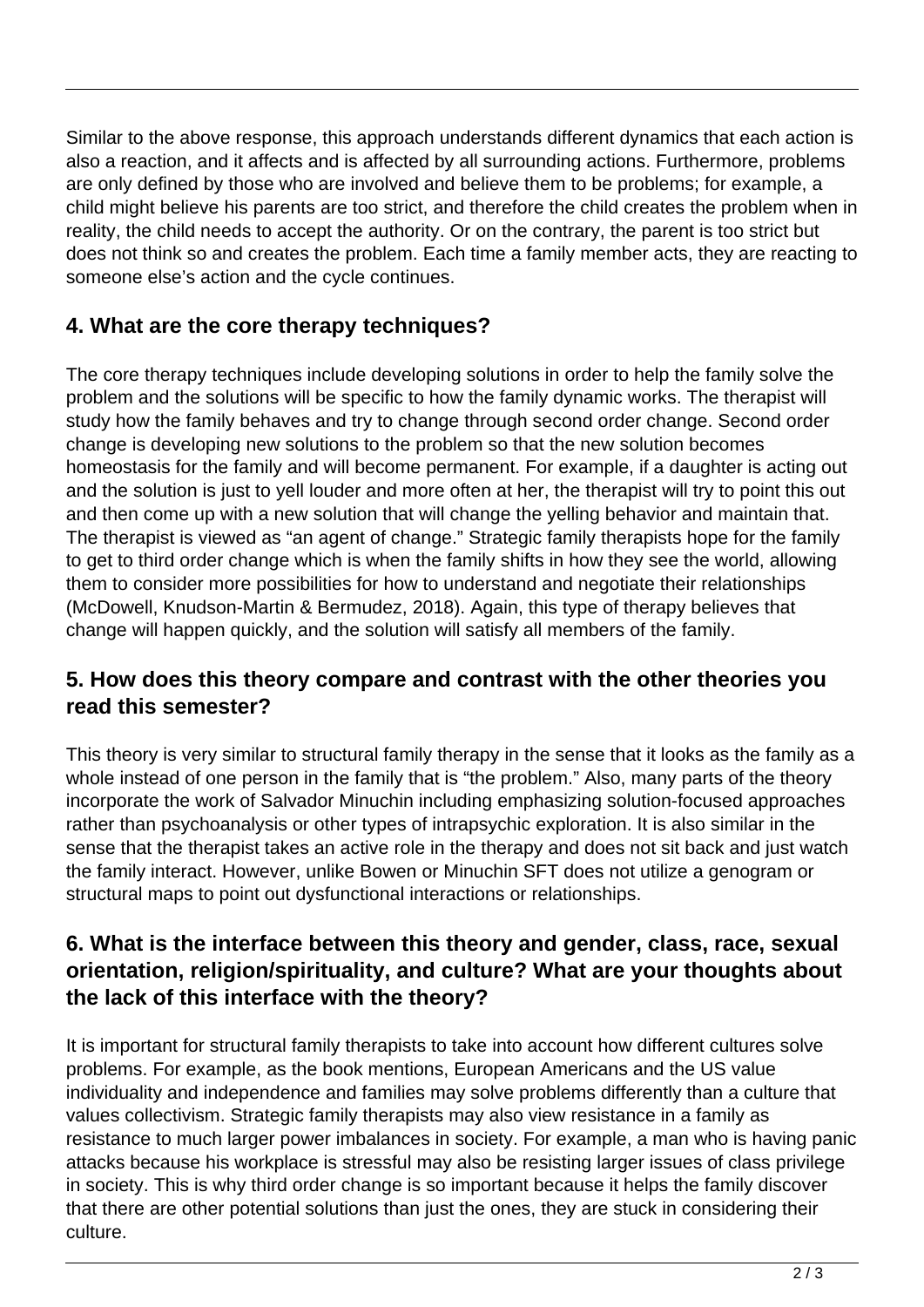Similar to the above response, this approach understands different dynamics that each action is also a reaction, and it affects and is affected by all surrounding actions. Furthermore, problems are only defined by those who are involved and believe them to be problems; for example, a child might believe his parents are too strict, and therefore the child creates the problem when in reality, the child needs to accept the authority. Or on the contrary, the parent is too strict but does not think so and creates the problem. Each time a family member acts, they are reacting to someone else's action and the cycle continues.

## 4. What are the core therapy techniques?

The core therapy techniques include developing solutions in order to help the family solve the problem and the solutions will be specific to how the family dynamic works. The therapist will study how the family behaves and try to change through second order change. Second order change is developing new solutions to the problem so that the new solution becomes homeostasis for the family and will become permanent. For example, if a daughter is acting out and the solution is just to yell louder and more often at her, the therapist will try to point this out and then come up with a new solution that will change the yelling behavior and maintain that. The therapist is viewed as "an agent of change." Strategic family therapists hope for the family to get to third order change which is when the family shifts in how they see the world, allowing them to consider more possibilities for how to understand and negotiate their relationships (McDowell, Knudson-Martin & Bermudez, 2018). Again, this type of therapy believes that change will happen quickly, and the solution will satisfy all members of the family.

## 5. How does this theory compare and contrast with the other theories you read this semester?

This theory is very similar to structural family therapy in the sense that it looks as the family as a whole instead of one person in the family that is "the problem." Also, many parts of the theory incorporate the work of Salvador Minuchin including emphasizing solution-focused approaches rather than psychoanalysis or other types of intrapsychic exploration. It is also similar in the sense that the therapist takes an active role in the therapy and does not sit back and just watch the family interact. However, unlike Bowen or Minuchin SFT does not utilize a genogram or structural maps to point out dysfunctional interactions or relationships.

## 6. What is the interface between this theory and gender, class, race, sexual orientation, religion/spirituality, and culture? What are your thoughts about the lack of this interface with the theory?

It is important for structural family therapists to take into account how different cultures solve problems. For example, as the book mentions, European Americans and the US value individuality and independence and families may solve problems differently than a culture that values collectivism. Strategic family therapists may also view resistance in a family as resistance to much larger power imbalances in society. For example, a man who is having panic attacks because his workplace is stressful may also be resisting larger issues of class privilege in society. This is why third order change is so important because it helps the family discover that there are other potential solutions than just the ones, they are stuck in considering their culture.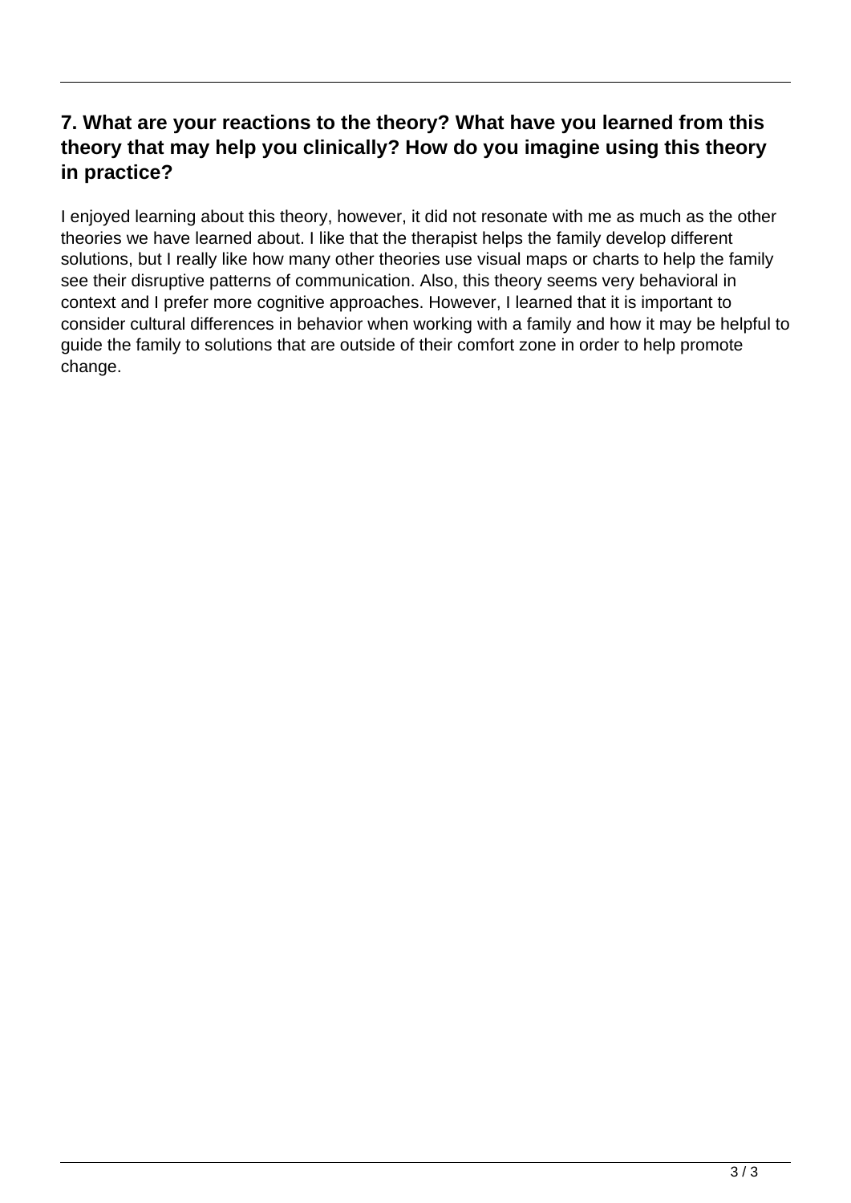### 7. What are your reactions to the theory? What have you learned from this theory that may help you clinically? How do you imagine using this theory in practice?

I enjoyed learning about this theory, however, it did not resonate with me as much as the other theories we have learned about. I like that the therapist helps the family develop different solutions, but I really like how many other theories use visual maps or charts to help the family see their disruptive patterns of communication. Also, this theory seems very behavioral in context and I prefer more cognitive approaches. However, I learned that it is important to consider cultural differences in behavior when working with a family and how it may be helpful to guide the family to solutions that are outside of their comfort zone in order to help promote change.